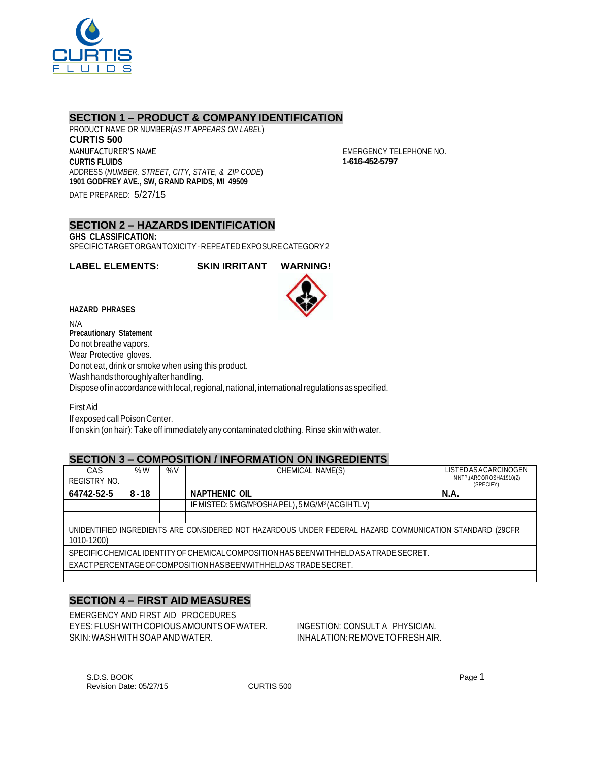## SECTION 1 – PRODUCT & COMPANY IDENTIFICATION

PRODUCT NAME OR NUMBER(*AS IT APPEARS ON LABEL*)

**CURTIS 500**

MANUFACTURER'S NAME

**CURTIS FLUIDS**

ADDRESS (*NUMBER, STREET, CITY, STATE, & ZIP CODE*)

**1901 GODFREY AVE., SW, GRAND RAPIDS, MI 49509**

DATE PREPARED: 5/27/15

EMERGENCY TELEPHONE NO.

**1-616-452-5797**

## SECTION 2 – HAZARDS IDENTIFICATION

**GHS CLASSIFICATION:**

SPECIFIC TARGET ORGAN TOXICITY - REPEATED EXPOSURE CATEGORY 2

**LABEL ELEMENTS: SKIN IRRITANT WARNING!**

**HAZARD PHRASES**

N/A

**Precautionary Statement**

Do not breathe vapors.
Wear Protective gloves.
Do not eat, drink or smoke when using this product.
Wash hands thoroughly after handling.
Dispose of in accordance with local, regional, national, international regulations as specified.

First Aid

If exposed call Poison Center.
If on skin (on hair): Take off immediately any contaminated clothing. Rinse skin with water.

## SECTION 3 – COMPOSITION / INFORMATION ON INGREDIENTS

| CAS REGISTRY NO. | %W | %V | CHEMICAL NAME(S) | LISTED AS A CARCINOGEN IN NTP, (ARC OR OSHA 1910(Z) (SPECIFY) |
|---|---|---|---|---|
| **64742-52-5** | **8 - 18** | | **NAPTHENIC OIL** | **N.A.** |
| | | | IF MISTED: 5 MG/M$^3$ OSHA PEL), 5 MG/M$^3$ (ACGIH TLV) | |
| | | | | |
| UNIDENTIFIED INGREDIENTS ARE CONSIDERED NOT HAZARDOUS UNDER FEDERAL HAZARD COMMUNICATION STANDARD (29CFR 1010-1200) | | | | |
| SPECIFIC CHEMICAL IDENTITY OF CHEMICAL COMPOSITION HAS BEEN WITHHELD AS A TRADE SECRET. | | | | |
| EXACT PERCENTAGE OF COMPOSITION HAS BEEN WITHHELD AS TRADE SECRET. | | | | |

## SECTION 4 – FIRST AID MEASURES

EMERGENCY AND FIRST AID PROCEDURES

EYES: FLUSH WITH COPIOUS AMOUNTS OF WATER.

SKIN: WASH WITH SOAP AND WATER.

INGESTION: CONSULT A PHYSICIAN.

INHALATION: REMOVE TO FRESH AIR.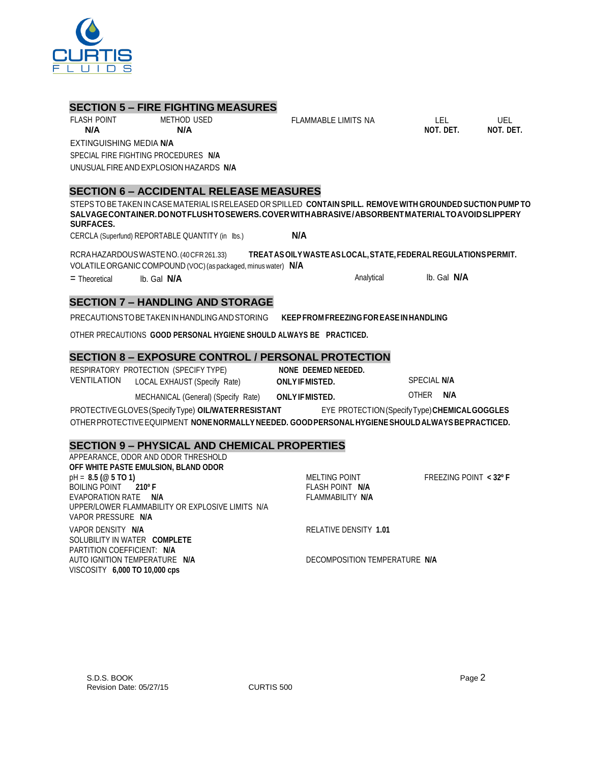## SECTION 5 – FIRE FIGHTING MEASURES

| FLASH POINT | METHOD USED | FLAMMABLE LIMITS NA | LEL | UEL |
|---|---|---|---|---|
| **N/A** | **N/A** | | **NOT. DET.** | **NOT. DET.** |

EXTINGUISHING MEDIA **N/A**

SPECIAL FIRE FIGHTING PROCEDURES **N/A**

UNUSUAL FIRE AND EXPLOSION HAZARDS **N/A**

## SECTION 6 – ACCIDENTAL RELEASE MEASURES

STEPS TO BE TAKEN IN CASE MATERIAL IS RELEASED OR SPILLED **CONTAIN SPILL. REMOVE WITH GROUNDED SUCTION PUMP TO SALVAGE CONTAINER. DO NOT FLUSH TO SEWERS. COVER WITH ABRASIVE / ABSORBENT MATERIAL TO AVOID SLIPPERY SURFACES.**

CERCLA (Superfund) REPORTABLE QUANTITY (in lbs.) **N/A**

RCRA HAZARDOUS WASTE NO. (40 CFR 261.33) **TREAT AS OILY WASTE AS LOCAL, STATE, FEDERAL REGULATIONS PERMIT.**

VOLATILE ORGANIC COMPOUND (VOC) (as packaged, minus water) **N/A**

= Theoretical lb. Gal **N/A** Analytical lb. Gal **N/A**

## SECTION 7 – HANDLING AND STORAGE

PRECAUTIONS TO BE TAKEN IN HANDLING AND STORING **KEEP FROM FREEZING FOR EASE IN HANDLING**

OTHER PRECAUTIONS **GOOD PERSONAL HYGIENE SHOULD ALWAYS BE PRACTICED.**

## SECTION 8 – EXPOSURE CONTROL / PERSONAL PROTECTION

RESPIRATORY PROTECTION (SPECIFY TYPE) **NONE DEEMED NEEDED.**

VENTILATION LOCAL EXHAUST (Specify Rate) **ONLY IF MISTED.** SPECIAL **N/A**

MECHANICAL (General) (Specify Rate) **ONLY IF MISTED.** OTHER **N/A**

PROTECTIVE GLOVES (Specify Type) **OIL/WATER RESISTANT** EYE PROTECTION (Specify Type) **CHEMICAL GOGGLES**

OTHER PROTECTIVE EQUIPMENT **NONE NORMALLY NEEDED. GOOD PERSONAL HYGIENE SHOULD ALWAYS BE PRACTICED.**

## SECTION 9 – PHYSICAL AND CHEMICAL PROPERTIES

APPEARANCE, ODOR AND ODOR THRESHOLD
**OFF WHITE PASTE EMULSION, BLAND ODOR**

pH = **8.5 (@ 5 TO 1)**
BOILING POINT **210º F**
EVAPORATION RATE **N/A**
UPPER/LOWER FLAMMABILITY OR EXPLOSIVE LIMITS N/A
VAPOR PRESSURE **N/A**
VAPOR DENSITY **N/A**
SOLUBILITY IN WATER **COMPLETE**
PARTITION COEFFICIENT: **N/A**
AUTO IGNITION TEMPERATURE **N/A**
VISCOSITY **6,000 TO 10,000 cps**

MELTING POINT
FREEZING POINT **< 32º F**
FLASH POINT **N/A**
FLAMMABILITY **N/A**
RELATIVE DENSITY **1.01**
DECOMPOSITION TEMPERATURE **N/A**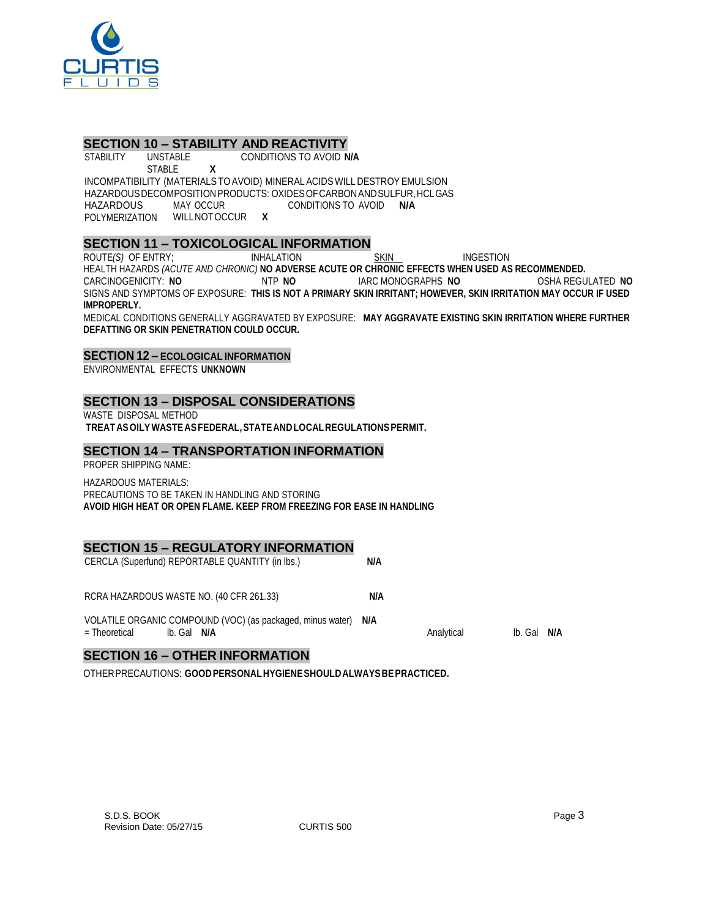## SECTION 10 – STABILITY AND REACTIVITY

| | | | |
|---|---|---|---|
| STABILITY | UNSTABLE | | CONDITIONS TO AVOID **N/A** |
| | STABLE | **X** | |

INCOMPATIBILITY (MATERIALS TO AVOID) MINERAL ACIDS WILL DESTROY EMULSION

HAZARDOUS DECOMPOSITION PRODUCTS: OXIDES OF CARBON AND SULFUR, HCL GAS

| | | | |
|---|---|---|---|
| HAZARDOUS | MAY OCCUR | | CONDITIONS TO AVOID **N/A** |
| POLYMERIZATION | WILL NOT OCCUR | **X** | |

## SECTION 11 – TOXICOLOGICAL INFORMATION

ROUTE(S) OF ENTRY; INHALATION <u>SKIN</u> INGESTION

HEALTH HAZARDS *(ACUTE AND CHRONIC)* **NO ADVERSE ACUTE OR CHRONIC EFFECTS WHEN USED AS RECOMMENDED.**

CARCINOGENICITY: **NO** NTP **NO** IARC MONOGRAPHS **NO** OSHA REGULATED **NO**

SIGNS AND SYMPTOMS OF EXPOSURE: **THIS IS NOT A PRIMARY SKIN IRRITANT; HOWEVER, SKIN IRRITATION MAY OCCUR IF USED IMPROPERLY.**

MEDICAL CONDITIONS GENERALLY AGGRAVATED BY EXPOSURE: **MAY AGGRAVATE EXISTING SKIN IRRITATION WHERE FURTHER DEFATTING OR SKIN PENETRATION COULD OCCUR.**

## SECTION 12 – ECOLOGICAL INFORMATION

ENVIRONMENTAL EFFECTS **UNKNOWN**

## SECTION 13 – DISPOSAL CONSIDERATIONS

WASTE DISPOSAL METHOD

**TREAT AS OILY WASTE AS FEDERAL, STATE AND LOCAL REGULATIONS PERMIT.**

## SECTION 14 – TRANSPORTATION INFORMATION

PROPER SHIPPING NAME:

HAZARDOUS MATERIALS:

PRECAUTIONS TO BE TAKEN IN HANDLING AND STORING

**AVOID HIGH HEAT OR OPEN FLAME. KEEP FROM FREEZING FOR EASE IN HANDLING**

## SECTION 15 – REGULATORY INFORMATION

CERCLA (Superfund) REPORTABLE QUANTITY (in lbs.) **N/A**

RCRA HAZARDOUS WASTE NO. (40 CFR 261.33) **N/A**

VOLATILE ORGANIC COMPOUND (VOC) (as packaged, minus water) **N/A**

= Theoretical lb. Gal **N/A** Analytical lb. Gal **N/A**

## SECTION 16 – OTHER INFORMATION

OTHER PRECAUTIONS: **GOOD PERSONAL HYGIENE SHOULD ALWAYS BE PRACTICED.**

S.D.S. BOOK
Revision Date: 05/27/15 CURTIS 500